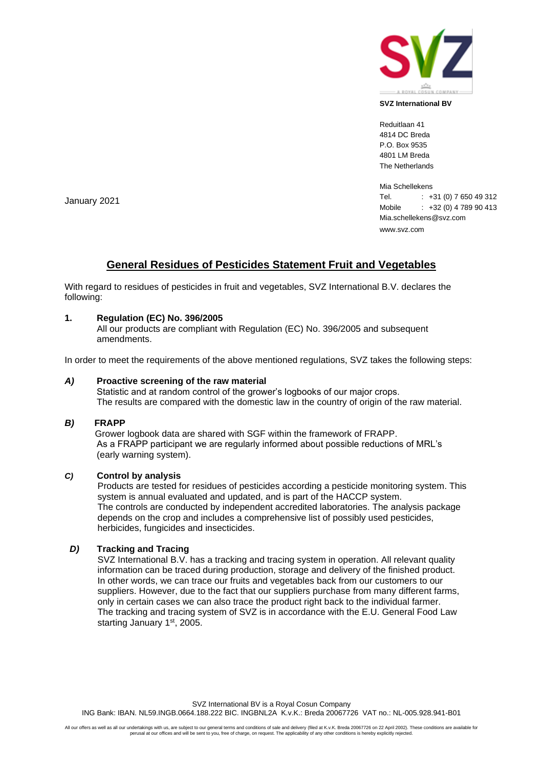**SVZ International BV**

Reduitlaan 41
4814 DC Breda
P.O. Box 9535
4801 LM Breda
The Netherlands

Mia Schellekens
Tel. : +31 (0) 7 650 49 312
Mobile : +32 (0) 4 789 90 413
Mia.schellekens@svz.com
www.svz.com

January 2021

# General Residues of Pesticides Statement Fruit and Vegetables

With regard to residues of pesticides in fruit and vegetables, SVZ International B.V. declares the following:

**1. Regulation (EC) No. 396/2005**

All our products are compliant with Regulation (EC) No. 396/2005 and subsequent amendments.

In order to meet the requirements of the above mentioned regulations, SVZ takes the following steps:

***A)*** **Proactive screening of the raw material**

Statistic and at random control of the grower's logbooks of our major crops.
The results are compared with the domestic law in the country of origin of the raw material.

***B)*** **FRAPP**

Grower logbook data are shared with SGF within the framework of FRAPP.
As a FRAPP participant we are regularly informed about possible reductions of MRL's (early warning system).

***C)*** **Control by analysis**

Products are tested for residues of pesticides according a pesticide monitoring system. This system is annual evaluated and updated, and is part of the HACCP system.
The controls are conducted by independent accredited laboratories. The analysis package depends on the crop and includes a comprehensive list of possibly used pesticides, herbicides, fungicides and insecticides.

***D)*** **Tracking and Tracing**

SVZ International B.V. has a tracking and tracing system in operation. All relevant quality information can be traced during production, storage and delivery of the finished product. In other words, we can trace our fruits and vegetables back from our customers to our suppliers. However, due to the fact that our suppliers purchase from many different farms, only in certain cases we can also trace the product right back to the individual farmer.
The tracking and tracing system of SVZ is in accordance with the E.U. General Food Law starting January 1st, 2005.

SVZ International BV is a Royal Cosun Company
ING Bank: IBAN. NL59.INGB.0664.188.222 BIC. INGBNL2A K.v.K.: Breda 20067726 VAT no.: NL-005.928.941-B01

All our offers as well as all our undertakings with us, are subject to our general terms and conditions of sale and delivery (filed at K.v.K. Breda 20067726 on 22 April 2002). These conditions are available for perusal at our offices and will be sent to you, free of charge, on request. The applicability of any other conditions is hereby explicitly rejected.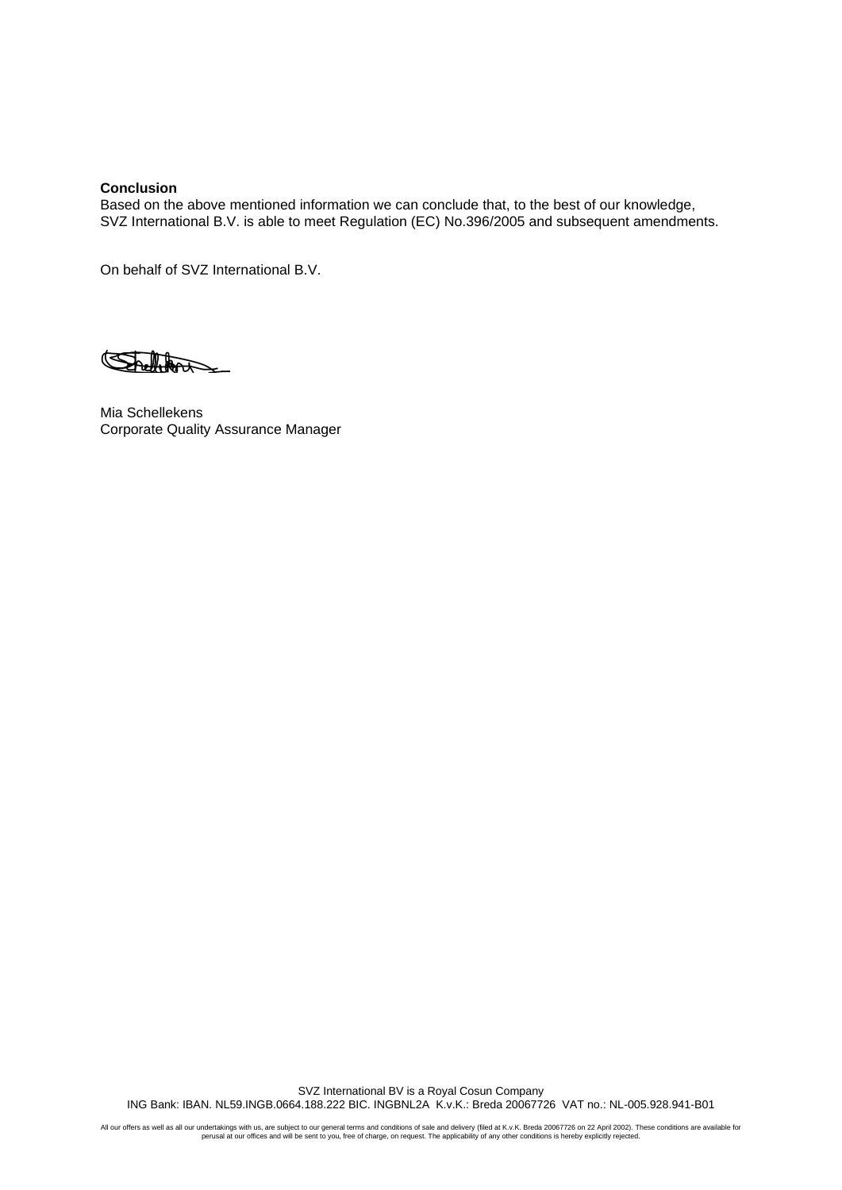**Conclusion**

Based on the above mentioned information we can conclude that, to the best of our knowledge, SVZ International B.V. is able to meet Regulation (EC) No.396/2005 and subsequent amendments.

On behalf of SVZ International B.V.

Mia Schellekens
Corporate Quality Assurance Manager

SVZ International BV is a Royal Cosun Company
ING Bank: IBAN. NL59.INGB.0664.188.222 BIC. INGBNL2A K.v.K.: Breda 20067726 VAT no.: NL-005.928.941-B01

All our offers as well as all our undertakings with us, are subject to our general terms and conditions of sale and delivery (filed at K.v.K. Breda 20067726 on 22 April 2002). These conditions are available for perusal at our offices and will be sent to you, free of charge, on request. The applicability of any other conditions is hereby explicitly rejected.